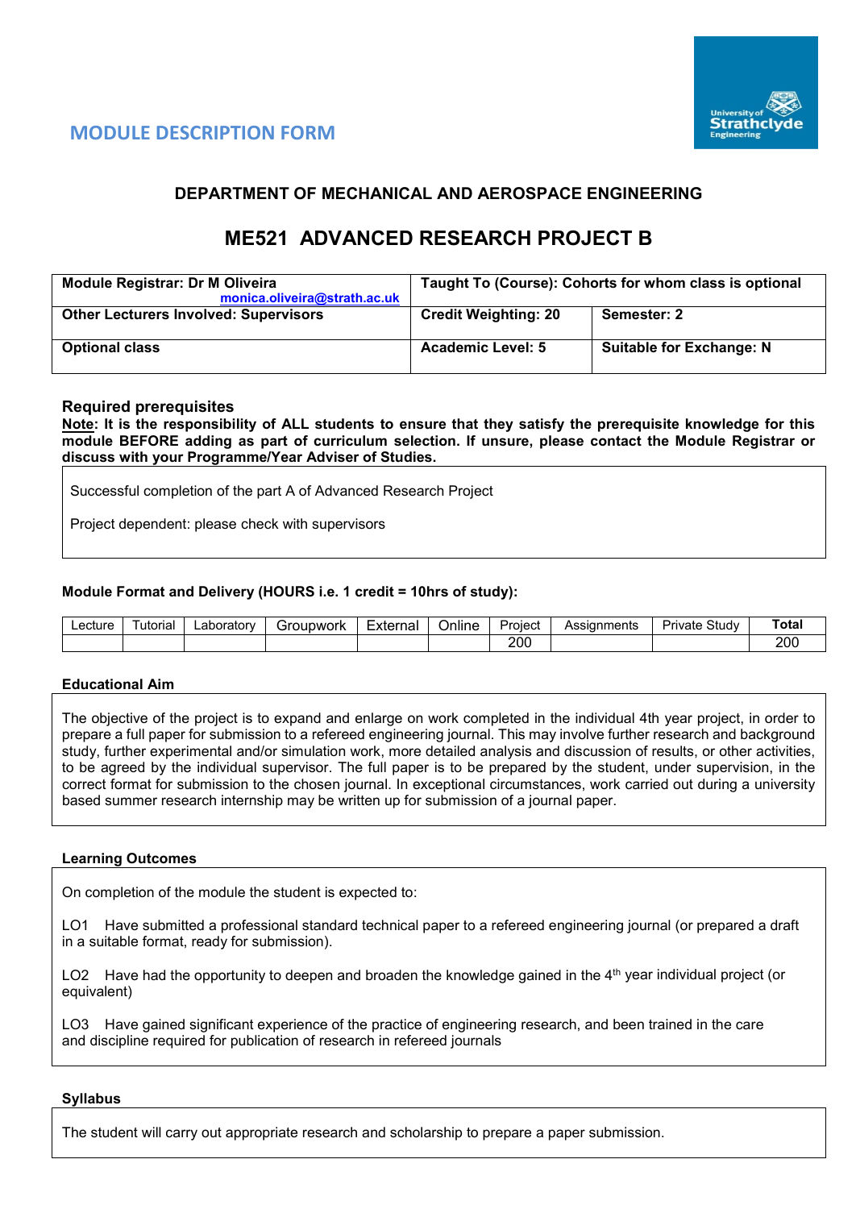# MODULE DESCRIPTION FORM

## DEPARTMENT OF MECHANICAL AND AEROSPACE ENGINEERING

## ME521 ADVANCED RESEARCH PROJECT B

| **Module Registrar: Dr M Oliveira** monica.oliveira@strath.ac.uk | **Taught To (Course): Cohorts for whom class is optional** | |
|---|---|---|
| **Other Lecturers Involved: Supervisors** | **Credit Weighting: 20** | **Semester: 2** |
| **Optional class** | **Academic Level: 5** | **Suitable for Exchange: N** |

### Required prerequisites

**Note: It is the responsibility of ALL students to ensure that they satisfy the prerequisite knowledge for this module BEFORE adding as part of curriculum selection. If unsure, please contact the Module Registrar or discuss with your Programme/Year Adviser of Studies.**

Successful completion of the part A of Advanced Research Project

Project dependent: please check with supervisors

**Module Format and Delivery (HOURS i.e. 1 credit = 10hrs of study):**

| Lecture | Tutorial | Laboratory | Groupwork | External | Online | Project | Assignments | Private Study | **Total** |
|---|---|---|---|---|---|---|---|---|---|
| | | | | | | 200 | | | 200 |

**Educational Aim**

The objective of the project is to expand and enlarge on work completed in the individual 4th year project, in order to prepare a full paper for submission to a refereed engineering journal. This may involve further research and background study, further experimental and/or simulation work, more detailed analysis and discussion of results, or other activities, to be agreed by the individual supervisor. The full paper is to be prepared by the student, under supervision, in the correct format for submission to the chosen journal. In exceptional circumstances, work carried out during a university based summer research internship may be written up for submission of a journal paper.

**Learning Outcomes**

On completion of the module the student is expected to:

LO1 Have submitted a professional standard technical paper to a refereed engineering journal (or prepared a draft in a suitable format, ready for submission).

LO2 Have had the opportunity to deepen and broaden the knowledge gained in the 4th year individual project (or equivalent)

LO3 Have gained significant experience of the practice of engineering research, and been trained in the care and discipline required for publication of research in refereed journals

**Syllabus**

The student will carry out appropriate research and scholarship to prepare a paper submission.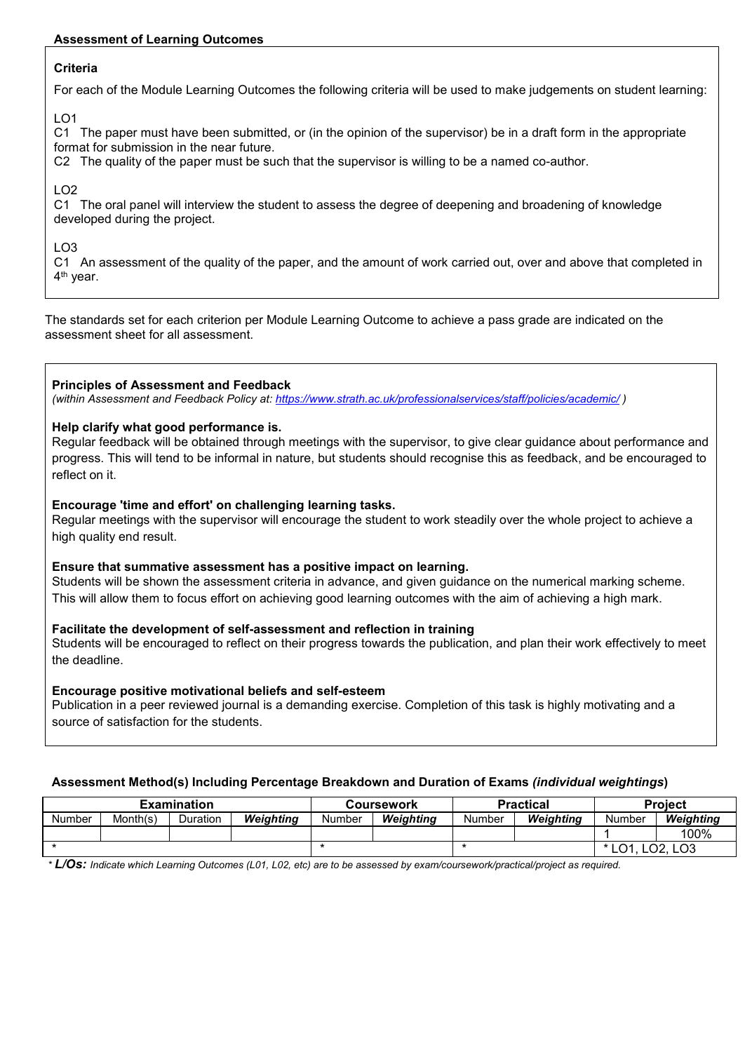### Assessment of Learning Outcomes

#### Criteria

For each of the Module Learning Outcomes the following criteria will be used to make judgements on student learning:

LO1

C1 The paper must have been submitted, or (in the opinion of the supervisor) be in a draft form in the appropriate format for submission in the near future.

C2 The quality of the paper must be such that the supervisor is willing to be a named co-author.

LO2

C1 The oral panel will interview the student to assess the degree of deepening and broadening of knowledge developed during the project.

LO3

C1 An assessment of the quality of the paper, and the amount of work carried out, over and above that completed in 4th year.

The standards set for each criterion per Module Learning Outcome to achieve a pass grade are indicated on the assessment sheet for all assessment.

#### Principles of Assessment and Feedback

*(within Assessment and Feedback Policy at: https://www.strath.ac.uk/professionalservices/staff/policies/academic/ )*

**Help clarify what good performance is.**

Regular feedback will be obtained through meetings with the supervisor, to give clear guidance about performance and progress. This will tend to be informal in nature, but students should recognise this as feedback, and be encouraged to reflect on it.

**Encourage 'time and effort' on challenging learning tasks.**

Regular meetings with the supervisor will encourage the student to work steadily over the whole project to achieve a high quality end result.

**Ensure that summative assessment has a positive impact on learning.**

Students will be shown the assessment criteria in advance, and given guidance on the numerical marking scheme. This will allow them to focus effort on achieving good learning outcomes with the aim of achieving a high mark.

**Facilitate the development of self-assessment and reflection in training**

Students will be encouraged to reflect on their progress towards the publication, and plan their work effectively to meet the deadline.

**Encourage positive motivational beliefs and self-esteem**

Publication in a peer reviewed journal is a demanding exercise. Completion of this task is highly motivating and a source of satisfaction for the students.

#### Assessment Method(s) Including Percentage Breakdown and Duration of Exams *(individual weightings)*

| Examination | | | | Coursework | | Practical | | Project | |
|---|---|---|---|---|---|---|---|---|---|
| Number | Month(s) | Duration | ***Weighting*** | Number | ***Weighting*** | Number | ***Weighting*** | Number | ***Weighting*** |
| | | | | | | | | 1 | 100% |
| * | | | | * | | * | | * LO1, LO2, LO3 | |

* ***L/Os:*** *Indicate which Learning Outcomes (L01, L02, etc) are to be assessed by exam/coursework/practical/project as required.*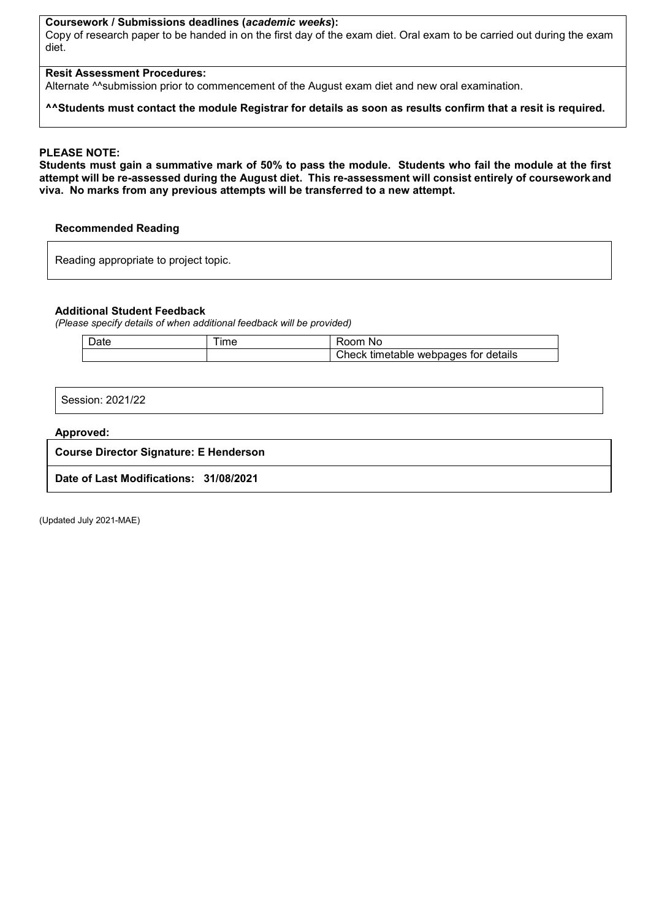**Coursework / Submissions deadlines (*academic weeks*):**
Copy of research paper to be handed in on the first day of the exam diet. Oral exam to be carried out during the exam diet.

**Resit Assessment Procedures:**
Alternate ^^submission prior to commencement of the August exam diet and new oral examination.

**^^Students must contact the module Registrar for details as soon as results confirm that a resit is required.**

**PLEASE NOTE:**
**Students must gain a summative mark of 50% to pass the module. Students who fail the module at the first attempt will be re-assessed during the August diet. This re-assessment will consist entirely of coursework and viva. No marks from any previous attempts will be transferred to a new attempt.**

**Recommended Reading**

Reading appropriate to project topic.

**Additional Student Feedback**
*(Please specify details of when additional feedback will be provided)*

| Date | Time | Room No |
|---|---|---|
| | | Check timetable webpages for details |

Session: 2021/22

**Approved:**

**Course Director Signature: E Henderson**

**Date of Last Modifications: 31/08/2021**

(Updated July 2021-MAE)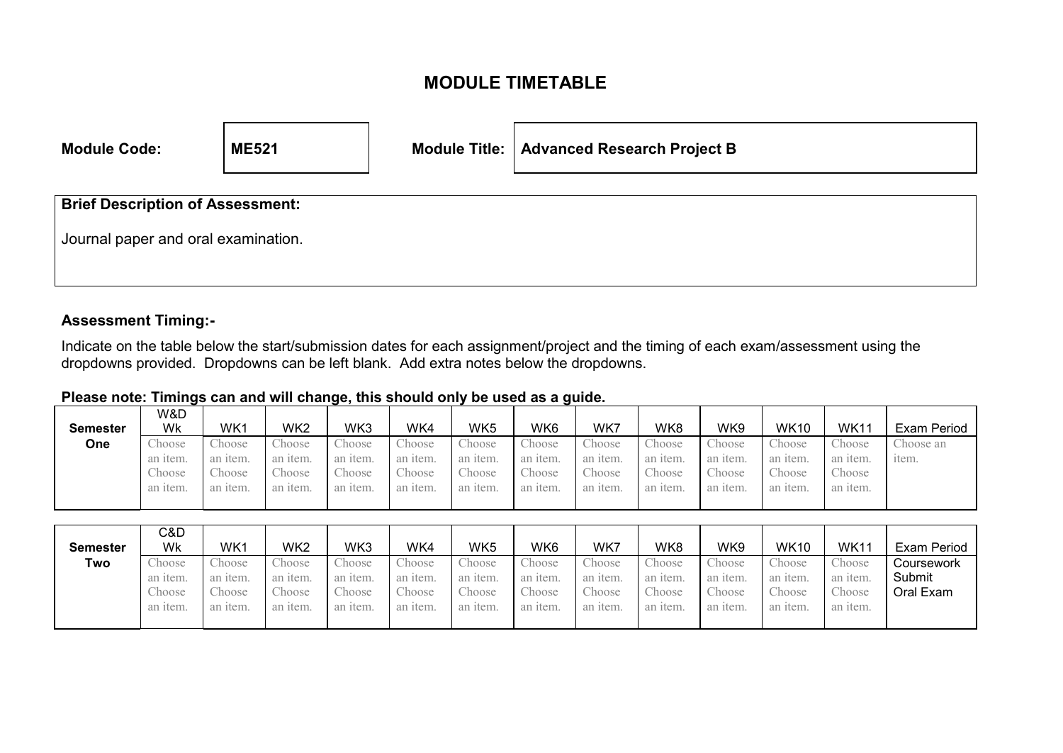# MODULE TIMETABLE

| | | | |
|---|---|---|---|
| **Module Code:** | **ME521** | **Module Title:** | **Advanced Research Project B** |

**Brief Description of Assessment:**

Journal paper and oral examination.

**Assessment Timing:-**

Indicate on the table below the start/submission dates for each assignment/project and the timing of each exam/assessment using the dropdowns provided. Dropdowns can be left blank. Add extra notes below the dropdowns.

**Please note: Timings can and will change, this should only be used as a guide.**

| Semester | W&D Wk | WK1 | WK2 | WK3 | WK4 | WK5 | WK6 | WK7 | WK8 | WK9 | WK10 | WK11 | Exam Period |
|---|---|---|---|---|---|---|---|---|---|---|---|---|---|
| **One** | Choose an item. Choose an item. | Choose an item. Choose an item. | Choose an item. Choose an item. | Choose an item. Choose an item. | Choose an item. Choose an item. | Choose an item. Choose an item. | Choose an item. Choose an item. | Choose an item. Choose an item. | Choose an item. Choose an item. | Choose an item. Choose an item. | Choose an item. Choose an item. | Choose an item. Choose an item. | Choose an item. |

| Semester | C&D Wk | WK1 | WK2 | WK3 | WK4 | WK5 | WK6 | WK7 | WK8 | WK9 | WK10 | WK11 | Exam Period |
|---|---|---|---|---|---|---|---|---|---|---|---|---|---|
| **Two** | Choose an item. Choose an item. | Choose an item. Choose an item. | Choose an item. Choose an item. | Choose an item. Choose an item. | Choose an item. Choose an item. | Choose an item. Choose an item. | Choose an item. Choose an item. | Choose an item. Choose an item. | Choose an item. Choose an item. | Choose an item. Choose an item. | Choose an item. Choose an item. | Choose an item. Choose an item. | Coursework Submit Oral Exam |